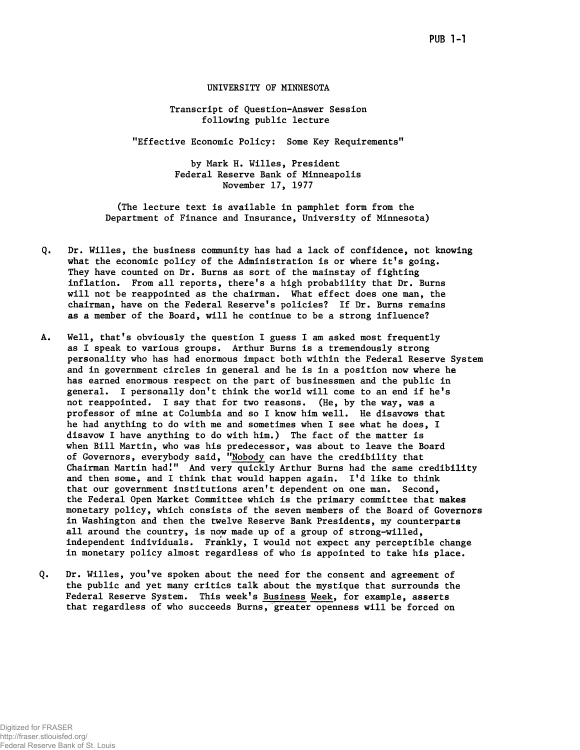UNIVERSITY OF MINNESOTA

Transcript of Question-Answer Session following public lecture

"Effective Economic Policy: Some Key Requirements"

by Mark H. Willes, President
Federal Reserve Bank of Minneapolis
November 17, 1977

(The lecture text is available in pamphlet form from the Department of Finance and Insurance, University of Minnesota)

Q. Dr. Willes, the business community has had a lack of confidence, not knowing what the economic policy of the Administration is or where it's going. They have counted on Dr. Burns as sort of the mainstay of fighting inflation. From all reports, there's a high probability that Dr. Burns will not be reappointed as the chairman. What effect does one man, the chairman, have on the Federal Reserve's policies? If Dr. Burns remains as a member of the Board, will he continue to be a strong influence?

A. Well, that's obviously the question I guess I am asked most frequently as I speak to various groups. Arthur Burns is a tremendously strong personality who has had enormous impact both within the Federal Reserve System and in government circles in general and he is in a position now where he has earned enormous respect on the part of businessmen and the public in general. I personally don't think the world will come to an end if he's not reappointed. I say that for two reasons. (He, by the way, was a professor of mine at Columbia and so I know him well. He disavows that he had anything to do with me and sometimes when I see what he does, I disavow I have anything to do with him.) The fact of the matter is when Bill Martin, who was his predecessor, was about to leave the Board of Governors, everybody said, "Nobody can have the credibility that Chairman Martin had!" And very quickly Arthur Burns had the same credibility and then some, and I think that would happen again. I'd like to think that our government institutions aren't dependent on one man. Second, the Federal Open Market Committee which is the primary committee that makes monetary policy, which consists of the seven members of the Board of Governors in Washington and then the twelve Reserve Bank Presidents, my counterparts all around the country, is now made up of a group of strong-willed, independent individuals. Frankly, I would not expect any perceptible change in monetary policy almost regardless of who is appointed to take his place.

Q. Dr. Willes, you've spoken about the need for the consent and agreement of the public and yet many critics talk about the mystique that surrounds the Federal Reserve System. This week's Business Week, for example, asserts that regardless of who succeeds Burns, greater openness will be forced on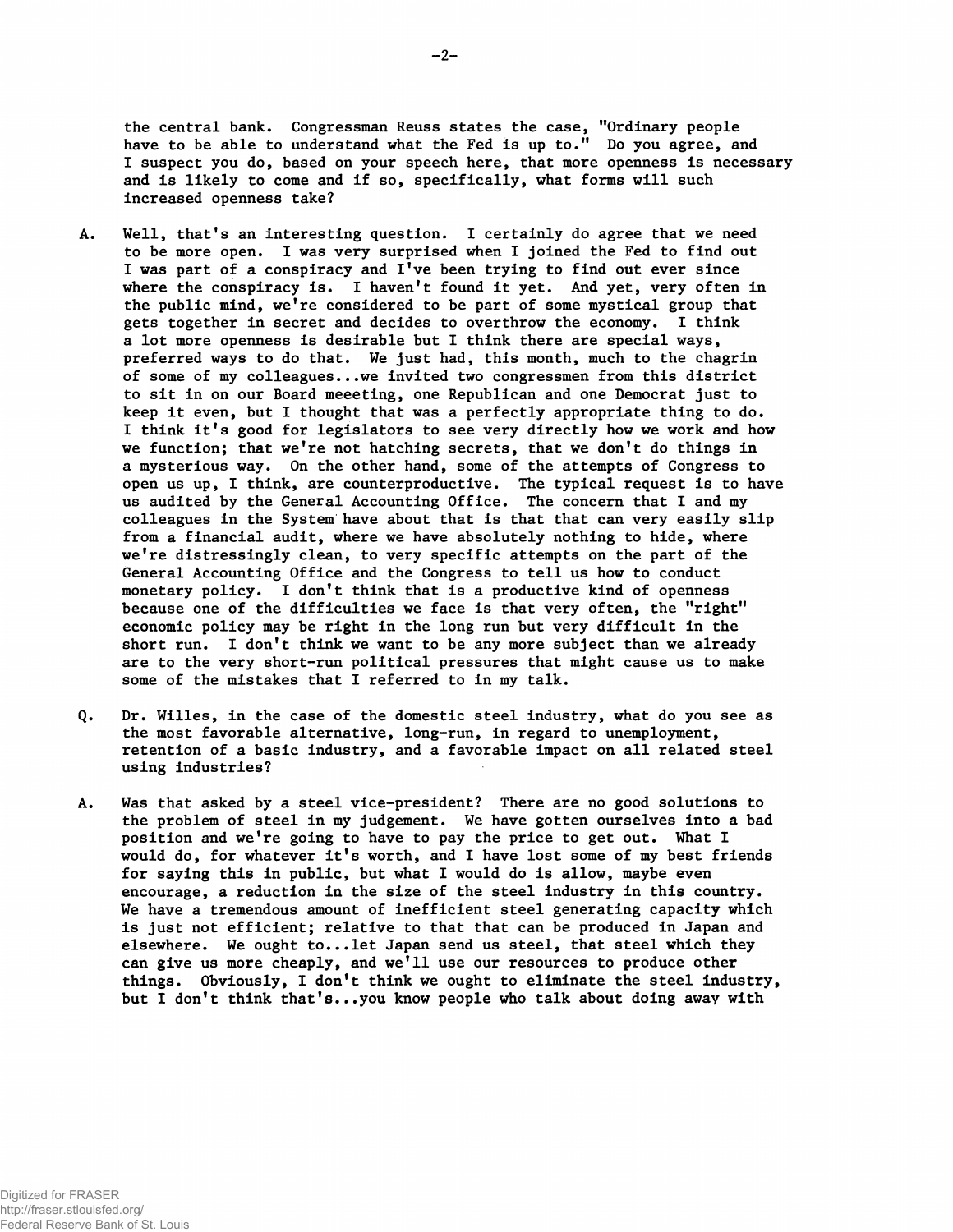the central bank. Congressman Reuss states the case, "Ordinary people have to be able to understand what the Fed is up to." Do you agree, and I suspect you do, based on your speech here, that more openness is necessary and is likely to come and if so, specifically, what forms will such increased openness take?

A. Well, that's an interesting question. I certainly do agree that we need to be more open. I was very surprised when I joined the Fed to find out I was part of a conspiracy and I've been trying to find out ever since where the conspiracy is. I haven't found it yet. And yet, very often in the public mind, we're considered to be part of some mystical group that gets together in secret and decides to overthrow the economy. I think a lot more openness is desirable but I think there are special ways, preferred ways to do that. We just had, this month, much to the chagrin of some of my colleagues...we invited two congressmen from this district to sit in on our Board meeeting, one Republican and one Democrat just to keep it even, but I thought that was a perfectly appropriate thing to do. I think it's good for legislators to see very directly how we work and how we function; that we're not hatching secrets, that we don't do things in a mysterious way. On the other hand, some of the attempts of Congress to open us up, I think, are counterproductive. The typical request is to have us audited by the General Accounting Office. The concern that I and my colleagues in the System have about that is that that can very easily slip from a financial audit, where we have absolutely nothing to hide, where we're distressingly clean, to very specific attempts on the part of the General Accounting Office and the Congress to tell us how to conduct monetary policy. I don't think that is a productive kind of openness because one of the difficulties we face is that very often, the "right" economic policy may be right in the long run but very difficult in the short run. I don't think we want to be any more subject than we already are to the very short-run political pressures that might cause us to make some of the mistakes that I referred to in my talk.

Q. Dr. Willes, in the case of the domestic steel industry, what do you see as the most favorable alternative, long-run, in regard to unemployment, retention of a basic industry, and a favorable impact on all related steel using industries?

A. Was that asked by a steel vice-president? There are no good solutions to the problem of steel in my judgement. We have gotten ourselves into a bad position and we're going to have to pay the price to get out. What I would do, for whatever it's worth, and I have lost some of my best friends for saying this in public, but what I would do is allow, maybe even encourage, a reduction in the size of the steel industry in this country. We have a tremendous amount of inefficient steel generating capacity which is just not efficient; relative to that that can be produced in Japan and elsewhere. We ought to...let Japan send us steel, that steel which they can give us more cheaply, and we'll use our resources to produce other things. Obviously, I don't think we ought to eliminate the steel industry, but I don't think that's...you know people who talk about doing away with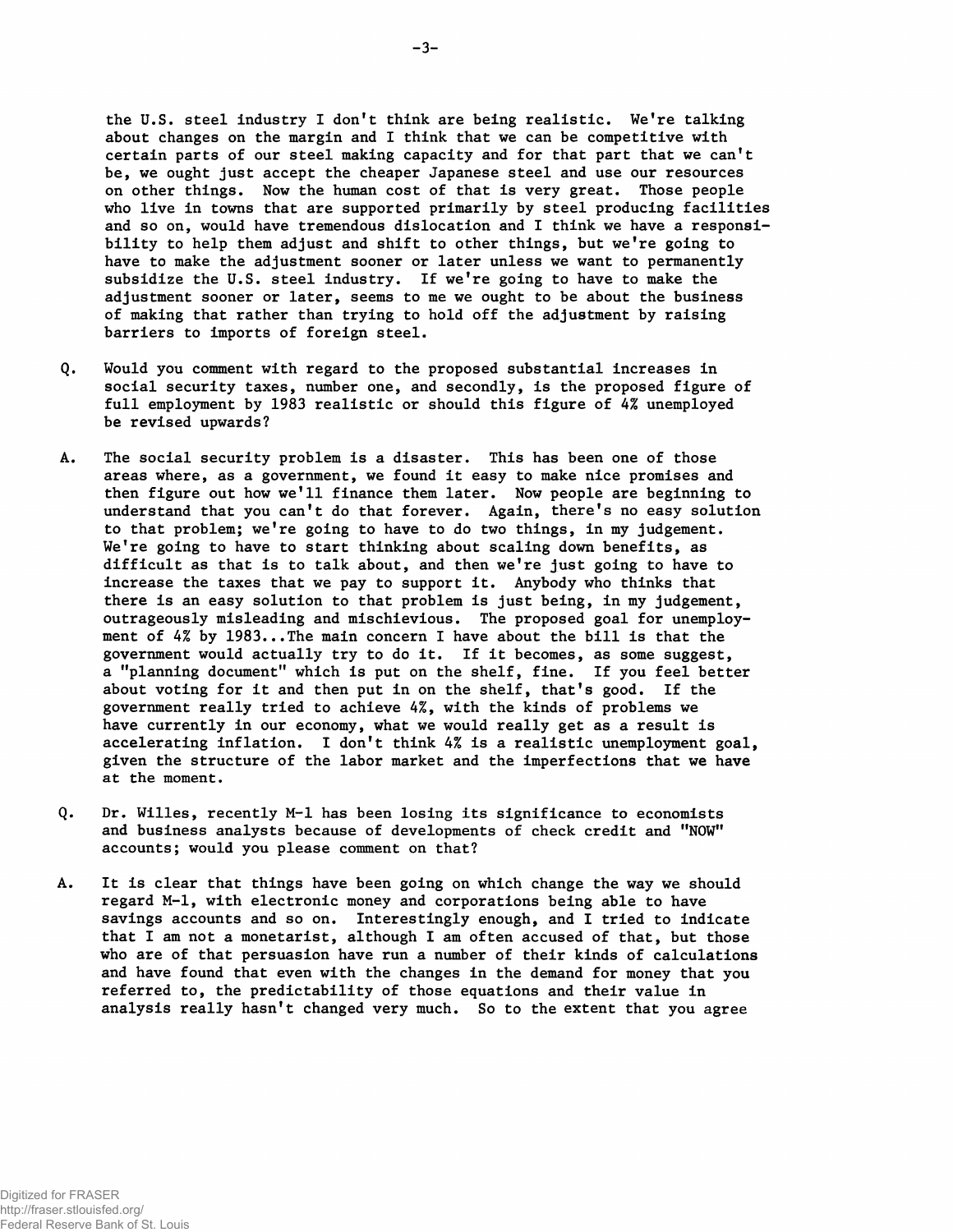the U.S. steel industry I don't think are being realistic. We're talking about changes on the margin and I think that we can be competitive with certain parts of our steel making capacity and for that part that we can't be, we ought just accept the cheaper Japanese steel and use our resources on other things. Now the human cost of that is very great. Those people who live in towns that are supported primarily by steel producing facilities and so on, would have tremendous dislocation and I think we have a responsibility to help them adjust and shift to other things, but we're going to have to make the adjustment sooner or later unless we want to permanently subsidize the U.S. steel industry. If we're going to have to make the adjustment sooner or later, seems to me we ought to be about the business of making that rather than trying to hold off the adjustment by raising barriers to imports of foreign steel.

Q. Would you comment with regard to the proposed substantial increases in social security taxes, number one, and secondly, is the proposed figure of full employment by 1983 realistic or should this figure of 4% unemployed be revised upwards?

A. The social security problem is a disaster. This has been one of those areas where, as a government, we found it easy to make nice promises and then figure out how we'll finance them later. Now people are beginning to understand that you can't do that forever. Again, there's no easy solution to that problem; we're going to have to do two things, in my judgement. We're going to have to start thinking about scaling down benefits, as difficult as that is to talk about, and then we're just going to have to increase the taxes that we pay to support it. Anybody who thinks that there is an easy solution to that problem is just being, in my judgement, outrageously misleading and mischievious. The proposed goal for unemployment of 4% by 1983...The main concern I have about the bill is that the government would actually try to do it. If it becomes, as some suggest, a "planning document" which is put on the shelf, fine. If you feel better about voting for it and then put in on the shelf, that's good. If the government really tried to achieve 4%, with the kinds of problems we have currently in our economy, what we would really get as a result is accelerating inflation. I don't think 4% is a realistic unemployment goal, given the structure of the labor market and the imperfections that we have at the moment.

Q. Dr. Willes, recently M-1 has been losing its significance to economists and business analysts because of developments of check credit and "NOW" accounts; would you please comment on that?

A. It is clear that things have been going on which change the way we should regard M-1, with electronic money and corporations being able to have savings accounts and so on. Interestingly enough, and I tried to indicate that I am not a monetarist, although I am often accused of that, but those who are of that persuasion have run a number of their kinds of calculations and have found that even with the changes in the demand for money that you referred to, the predictability of those equations and their value in analysis really hasn't changed very much. So to the extent that you agree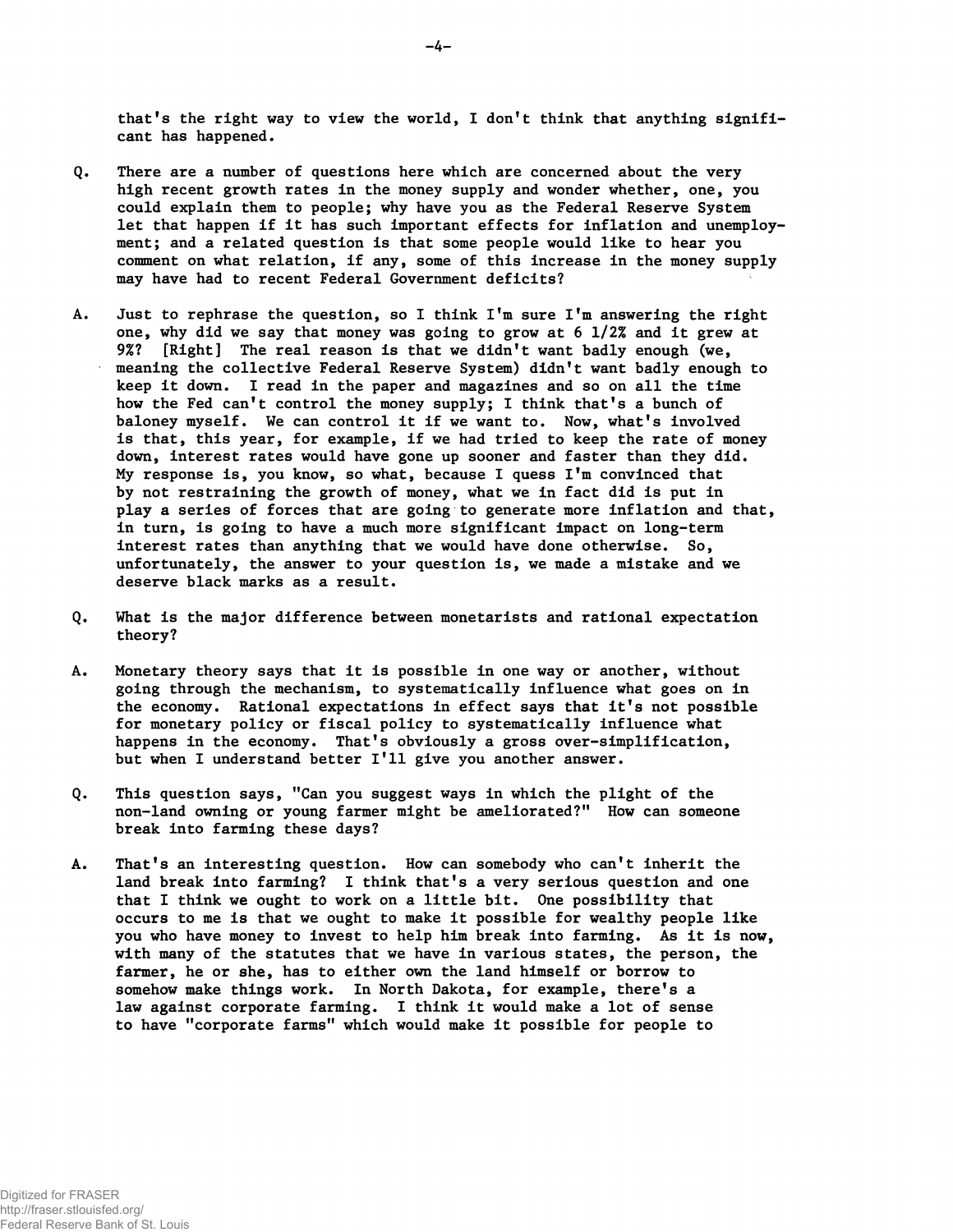that's the right way to view the world, I don't think that anything significant has happened.

Q. There are a number of questions here which are concerned about the very high recent growth rates in the money supply and wonder whether, one, you could explain them to people; why have you as the Federal Reserve System let that happen if it has such important effects for inflation and unemployment; and a related question is that some people would like to hear you comment on what relation, if any, some of this increase in the money supply may have had to recent Federal Government deficits?

A. Just to rephrase the question, so I think I'm sure I'm answering the right one, why did we say that money was going to grow at 6 1/2% and it grew at 9%? [Right] The real reason is that we didn't want badly enough (we, meaning the collective Federal Reserve System) didn't want badly enough to keep it down. I read in the paper and magazines and so on all the time how the Fed can't control the money supply; I think that's a bunch of baloney myself. We can control it if we want to. Now, what's involved is that, this year, for example, if we had tried to keep the rate of money down, interest rates would have gone up sooner and faster than they did. My response is, you know, so what, because I quess I'm convinced that by not restraining the growth of money, what we in fact did is put in play a series of forces that are going to generate more inflation and that, in turn, is going to have a much more significant impact on long-term interest rates than anything that we would have done otherwise. So, unfortunately, the answer to your question is, we made a mistake and we deserve black marks as a result.

Q. What is the major difference between monetarists and rational expectation theory?

A. Monetary theory says that it is possible in one way or another, without going through the mechanism, to systematically influence what goes on in the economy. Rational expectations in effect says that it's not possible for monetary policy or fiscal policy to systematically influence what happens in the economy. That's obviously a gross over-simplification, but when I understand better I'll give you another answer.

Q. This question says, "Can you suggest ways in which the plight of the non-land owning or young farmer might be ameliorated?" How can someone break into farming these days?

A. That's an interesting question. How can somebody who can't inherit the land break into farming? I think that's a very serious question and one that I think we ought to work on a little bit. One possibility that occurs to me is that we ought to make it possible for wealthy people like you who have money to invest to help him break into farming. As it is now, with many of the statutes that we have in various states, the person, the farmer, he or she, has to either own the land himself or borrow to somehow make things work. In North Dakota, for example, there's a law against corporate farming. I think it would make a lot of sense to have "corporate farms" which would make it possible for people to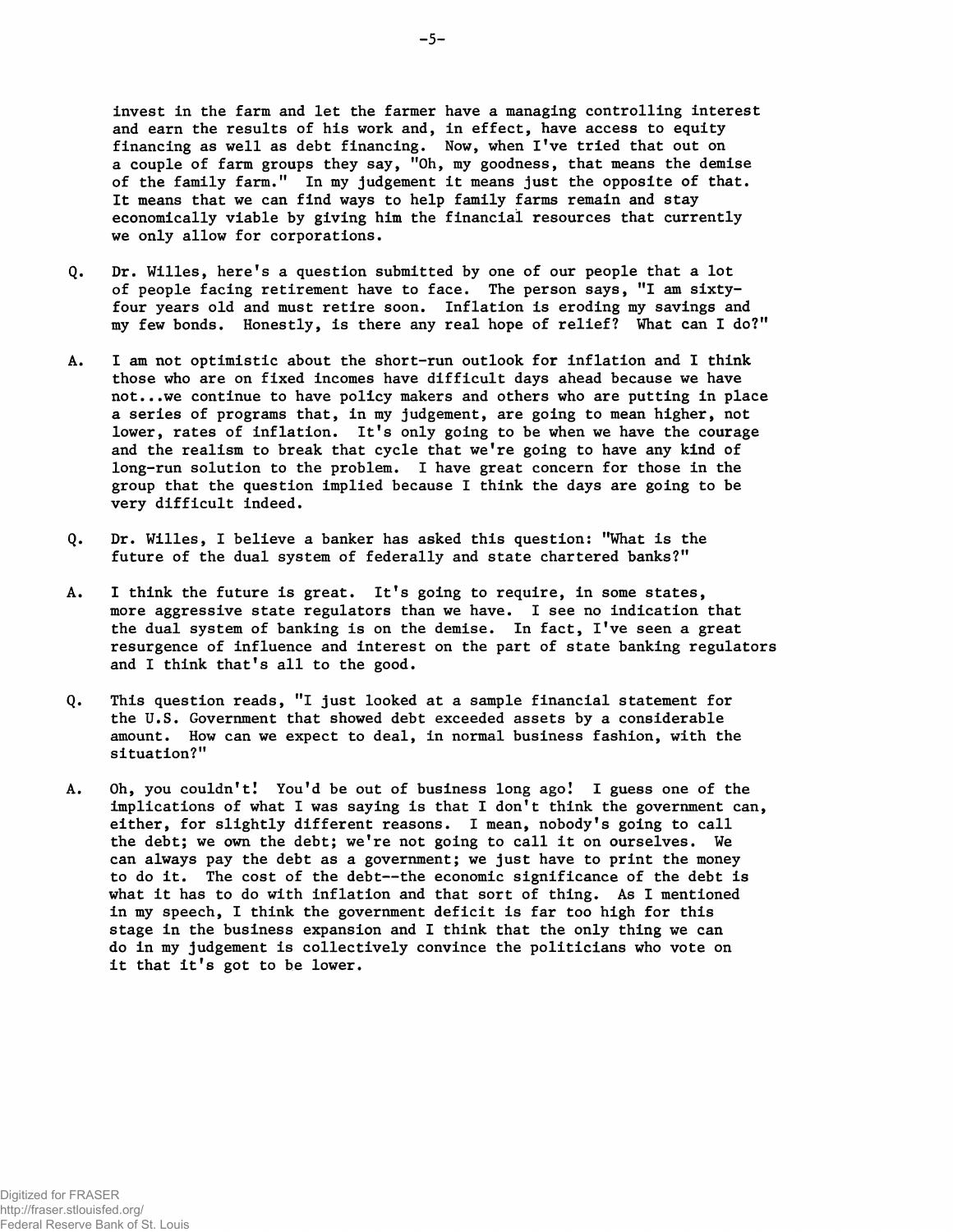invest in the farm and let the farmer have a managing controlling interest and earn the results of his work and, in effect, have access to equity financing as well as debt financing. Now, when I've tried that out on a couple of farm groups they say, "Oh, my goodness, that means the demise of the family farm." In my judgement it means just the opposite of that. It means that we can find ways to help family farms remain and stay economically viable by giving him the financial resources that currently we only allow for corporations.

Q. Dr. Willes, here's a question submitted by one of our people that a lot of people facing retirement have to face. The person says, "I am sixty-four years old and must retire soon. Inflation is eroding my savings and my few bonds. Honestly, is there any real hope of relief? What can I do?"

A. I am not optimistic about the short-run outlook for inflation and I think those who are on fixed incomes have difficult days ahead because we have not...we continue to have policy makers and others who are putting in place a series of programs that, in my judgement, are going to mean higher, not lower, rates of inflation. It's only going to be when we have the courage and the realism to break that cycle that we're going to have any kind of long-run solution to the problem. I have great concern for those in the group that the question implied because I think the days are going to be very difficult indeed.

Q. Dr. Willes, I believe a banker has asked this question: "What is the future of the dual system of federally and state chartered banks?"

A. I think the future is great. It's going to require, in some states, more aggressive state regulators than we have. I see no indication that the dual system of banking is on the demise. In fact, I've seen a great resurgence of influence and interest on the part of state banking regulators and I think that's all to the good.

Q. This question reads, "I just looked at a sample financial statement for the U.S. Government that showed debt exceeded assets by a considerable amount. How can we expect to deal, in normal business fashion, with the situation?"

A. Oh, you couldn't! You'd be out of business long ago! I guess one of the implications of what I was saying is that I don't think the government can, either, for slightly different reasons. I mean, nobody's going to call the debt; we own the debt; we're not going to call it on ourselves. We can always pay the debt as a government; we just have to print the money to do it. The cost of the debt--the economic significance of the debt is what it has to do with inflation and that sort of thing. As I mentioned in my speech, I think the government deficit is far too high for this stage in the business expansion and I think that the only thing we can do in my judgement is collectively convince the politicians who vote on it that it's got to be lower.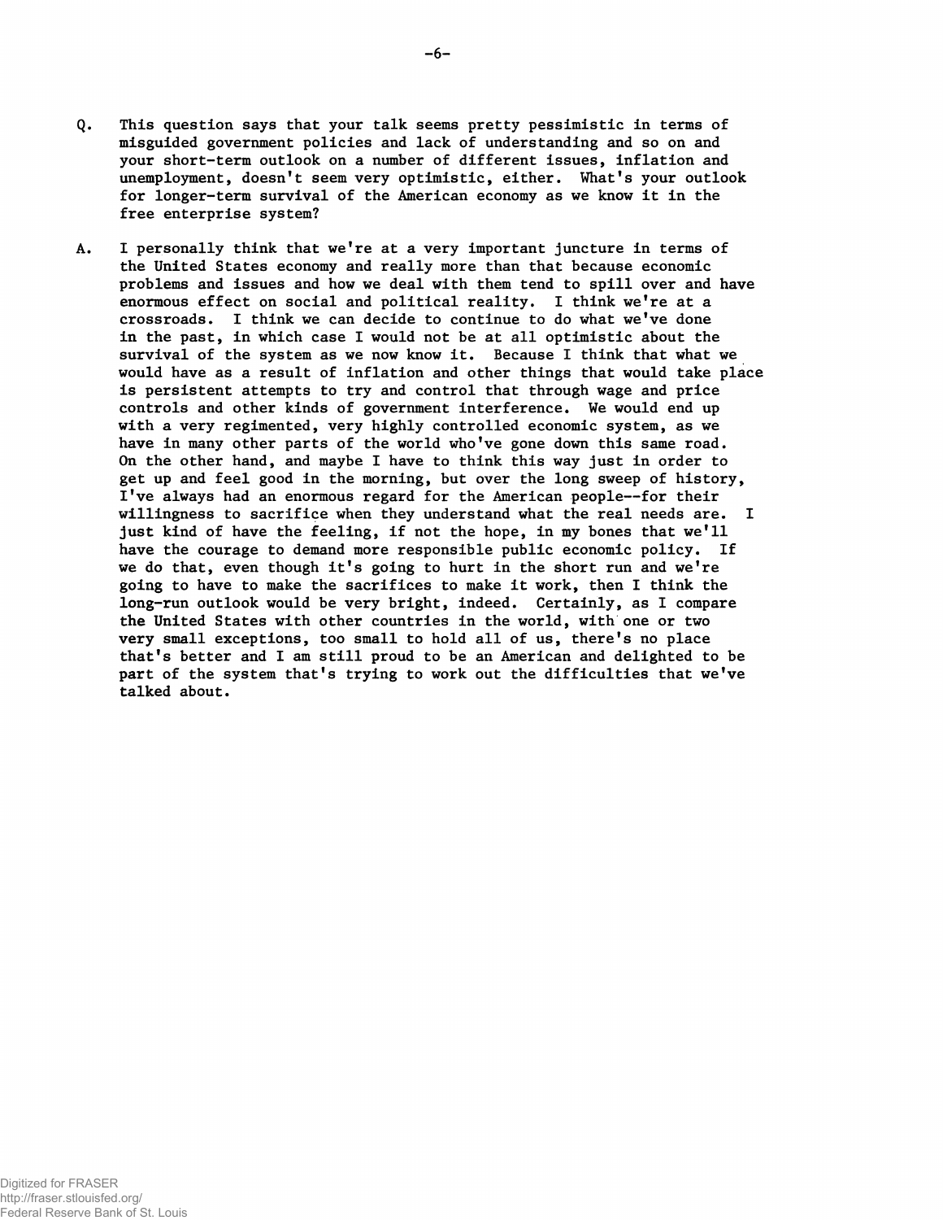Q. This question says that your talk seems pretty pessimistic in terms of misguided government policies and lack of understanding and so on and your short-term outlook on a number of different issues, inflation and unemployment, doesn't seem very optimistic, either. What's your outlook for longer-term survival of the American economy as we know it in the free enterprise system?

A. I personally think that we're at a very important juncture in terms of the United States economy and really more than that because economic problems and issues and how we deal with them tend to spill over and have enormous effect on social and political reality. I think we're at a crossroads. I think we can decide to continue to do what we've done in the past, in which case I would not be at all optimistic about the survival of the system as we now know it. Because I think that what we would have as a result of inflation and other things that would take place is persistent attempts to try and control that through wage and price controls and other kinds of government interference. We would end up with a very regimented, very highly controlled economic system, as we have in many other parts of the world who've gone down this same road. On the other hand, and maybe I have to think this way just in order to get up and feel good in the morning, but over the long sweep of history, I've always had an enormous regard for the American people--for their willingness to sacrifice when they understand what the real needs are. I just kind of have the feeling, if not the hope, in my bones that we'll have the courage to demand more responsible public economic policy. If we do that, even though it's going to hurt in the short run and we're going to have to make the sacrifices to make it work, then I think the long-run outlook would be very bright, indeed. Certainly, as I compare the United States with other countries in the world, with one or two very small exceptions, too small to hold all of us, there's no place that's better and I am still proud to be an American and delighted to be part of the system that's trying to work out the difficulties that we've talked about.